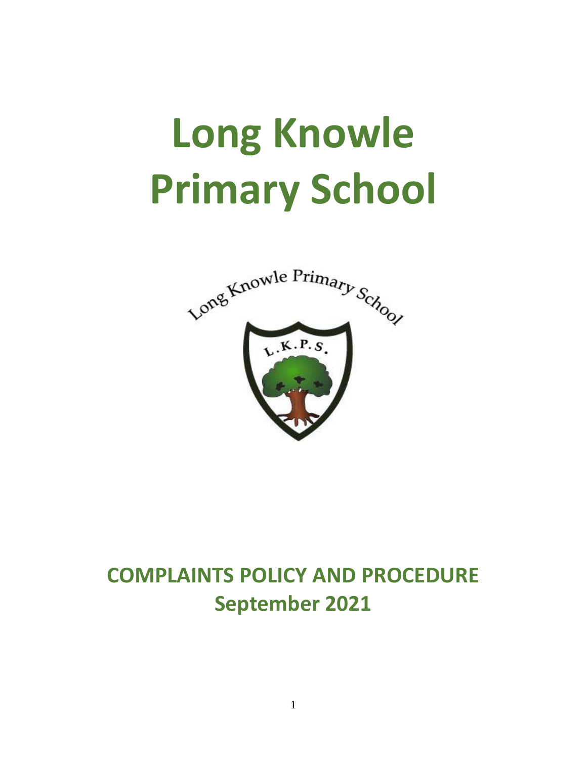# Long Knowle Primary School

## COMPLAINTS POLICY AND PROCEDURE

## September 2021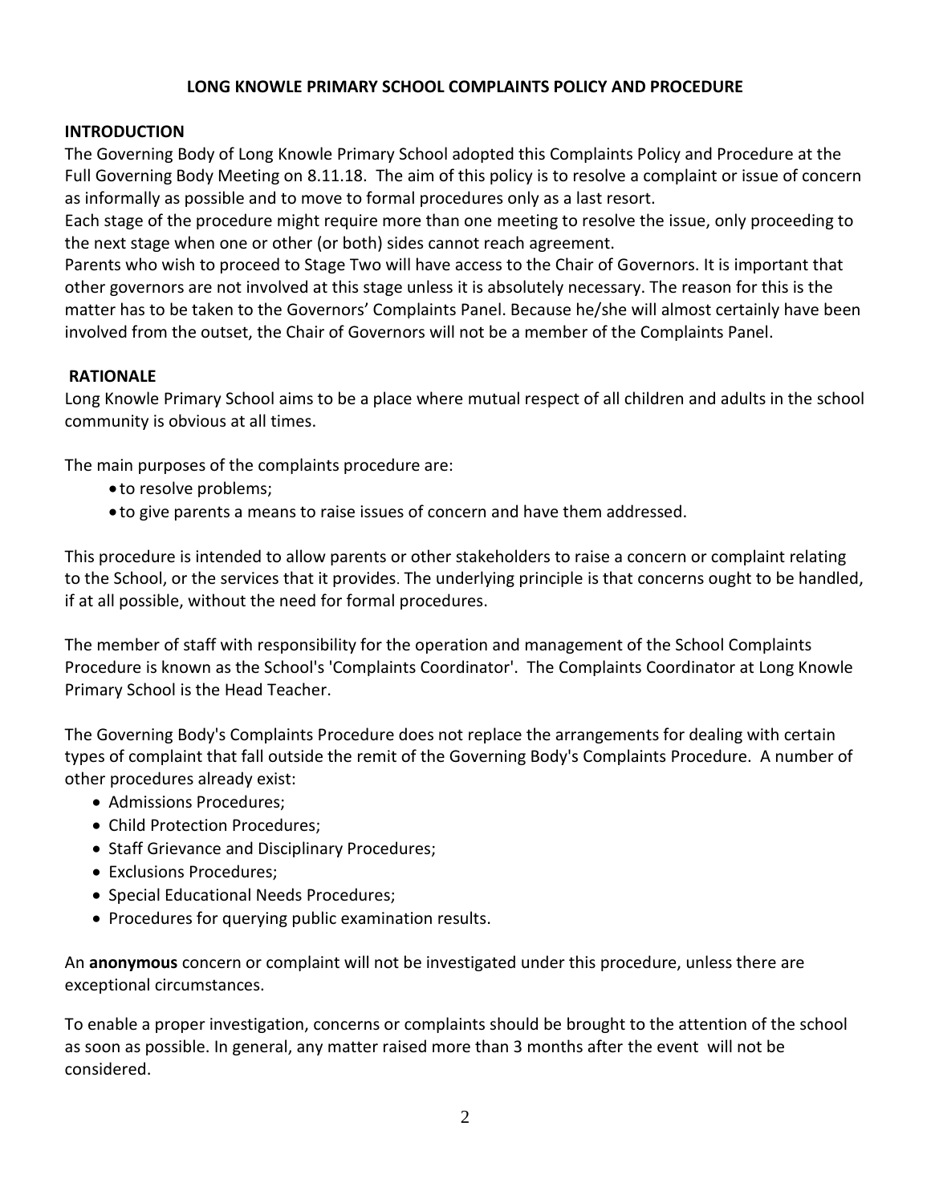# LONG KNOWLE PRIMARY SCHOOL COMPLAINTS POLICY AND PROCEDURE

## INTRODUCTION

The Governing Body of Long Knowle Primary School adopted this Complaints Policy and Procedure at the Full Governing Body Meeting on 8.11.18. The aim of this policy is to resolve a complaint or issue of concern as informally as possible and to move to formal procedures only as a last resort.

Each stage of the procedure might require more than one meeting to resolve the issue, only proceeding to the next stage when one or other (or both) sides cannot reach agreement.

Parents who wish to proceed to Stage Two will have access to the Chair of Governors. It is important that other governors are not involved at this stage unless it is absolutely necessary. The reason for this is the matter has to be taken to the Governors' Complaints Panel. Because he/she will almost certainly have been involved from the outset, the Chair of Governors will not be a member of the Complaints Panel.

## RATIONALE

Long Knowle Primary School aims to be a place where mutual respect of all children and adults in the school community is obvious at all times.

The main purposes of the complaints procedure are:

- to resolve problems;
- to give parents a means to raise issues of concern and have them addressed.

This procedure is intended to allow parents or other stakeholders to raise a concern or complaint relating to the School, or the services that it provides. The underlying principle is that concerns ought to be handled, if at all possible, without the need for formal procedures.

The member of staff with responsibility for the operation and management of the School Complaints Procedure is known as the School's 'Complaints Coordinator'. The Complaints Coordinator at Long Knowle Primary School is the Head Teacher.

The Governing Body's Complaints Procedure does not replace the arrangements for dealing with certain types of complaint that fall outside the remit of the Governing Body's Complaints Procedure. A number of other procedures already exist:

- Admissions Procedures;
- Child Protection Procedures;
- Staff Grievance and Disciplinary Procedures;
- Exclusions Procedures;
- Special Educational Needs Procedures;
- Procedures for querying public examination results.

An **anonymous** concern or complaint will not be investigated under this procedure, unless there are exceptional circumstances.

To enable a proper investigation, concerns or complaints should be brought to the attention of the school as soon as possible. In general, any matter raised more than 3 months after the event will not be considered.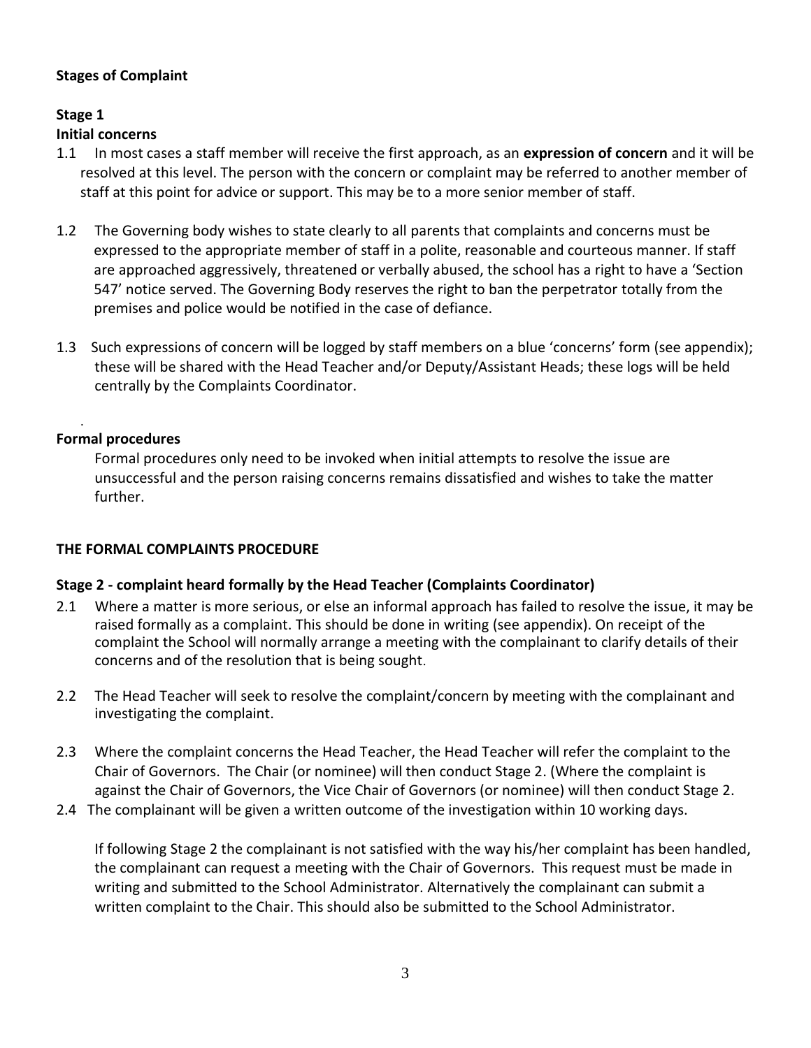**Stages of Complaint**

**Stage 1**

**Initial concerns**

1.1 In most cases a staff member will receive the first approach, as an **expression of concern** and it will be resolved at this level. The person with the concern or complaint may be referred to another member of staff at this point for advice or support. This may be to a more senior member of staff.

1.2 The Governing body wishes to state clearly to all parents that complaints and concerns must be expressed to the appropriate member of staff in a polite, reasonable and courteous manner. If staff are approached aggressively, threatened or verbally abused, the school has a right to have a 'Section 547' notice served. The Governing Body reserves the right to ban the perpetrator totally from the premises and police would be notified in the case of defiance.

1.3 Such expressions of concern will be logged by staff members on a blue 'concerns' form (see appendix); these will be shared with the Head Teacher and/or Deputy/Assistant Heads; these logs will be held centrally by the Complaints Coordinator.

**Formal procedures**

Formal procedures only need to be invoked when initial attempts to resolve the issue are unsuccessful and the person raising concerns remains dissatisfied and wishes to take the matter further.

**THE FORMAL COMPLAINTS PROCEDURE**

**Stage 2 - complaint heard formally by the Head Teacher (Complaints Coordinator)**

2.1 Where a matter is more serious, or else an informal approach has failed to resolve the issue, it may be raised formally as a complaint. This should be done in writing (see appendix). On receipt of the complaint the School will normally arrange a meeting with the complainant to clarify details of their concerns and of the resolution that is being sought.

2.2 The Head Teacher will seek to resolve the complaint/concern by meeting with the complainant and investigating the complaint.

2.3 Where the complaint concerns the Head Teacher, the Head Teacher will refer the complaint to the Chair of Governors. The Chair (or nominee) will then conduct Stage 2. (Where the complaint is against the Chair of Governors, the Vice Chair of Governors (or nominee) will then conduct Stage 2.

2.4 The complainant will be given a written outcome of the investigation within 10 working days.

If following Stage 2 the complainant is not satisfied with the way his/her complaint has been handled, the complainant can request a meeting with the Chair of Governors. This request must be made in writing and submitted to the School Administrator. Alternatively the complainant can submit a written complaint to the Chair. This should also be submitted to the School Administrator.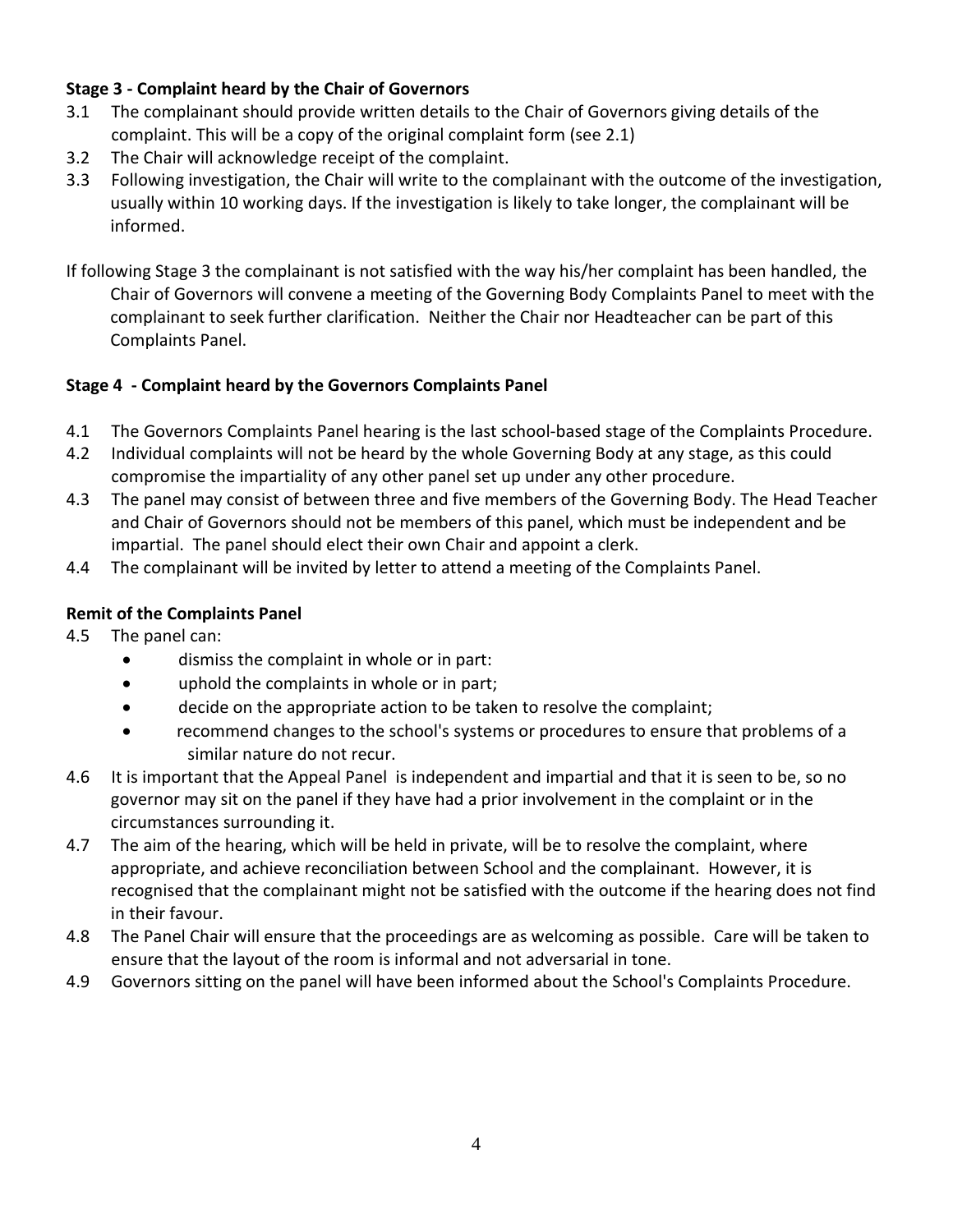**Stage 3 - Complaint heard by the Chair of Governors**

3.1 The complainant should provide written details to the Chair of Governors giving details of the complaint. This will be a copy of the original complaint form (see 2.1)

3.2 The Chair will acknowledge receipt of the complaint.

3.3 Following investigation, the Chair will write to the complainant with the outcome of the investigation, usually within 10 working days. If the investigation is likely to take longer, the complainant will be informed.

If following Stage 3 the complainant is not satisfied with the way his/her complaint has been handled, the Chair of Governors will convene a meeting of the Governing Body Complaints Panel to meet with the complainant to seek further clarification. Neither the Chair nor Headteacher can be part of this Complaints Panel.

**Stage 4 - Complaint heard by the Governors Complaints Panel**

4.1 The Governors Complaints Panel hearing is the last school-based stage of the Complaints Procedure.

4.2 Individual complaints will not be heard by the whole Governing Body at any stage, as this could compromise the impartiality of any other panel set up under any other procedure.

4.3 The panel may consist of between three and five members of the Governing Body. The Head Teacher and Chair of Governors should not be members of this panel, which must be independent and be impartial. The panel should elect their own Chair and appoint a clerk.

4.4 The complainant will be invited by letter to attend a meeting of the Complaints Panel.

**Remit of the Complaints Panel**

4.5 The panel can:

- dismiss the complaint in whole or in part:
- uphold the complaints in whole or in part;
- decide on the appropriate action to be taken to resolve the complaint;
- recommend changes to the school's systems or procedures to ensure that problems of a similar nature do not recur.

4.6 It is important that the Appeal Panel is independent and impartial and that it is seen to be, so no governor may sit on the panel if they have had a prior involvement in the complaint or in the circumstances surrounding it.

4.7 The aim of the hearing, which will be held in private, will be to resolve the complaint, where appropriate, and achieve reconciliation between School and the complainant. However, it is recognised that the complainant might not be satisfied with the outcome if the hearing does not find in their favour.

4.8 The Panel Chair will ensure that the proceedings are as welcoming as possible. Care will be taken to ensure that the layout of the room is informal and not adversarial in tone.

4.9 Governors sitting on the panel will have been informed about the School's Complaints Procedure.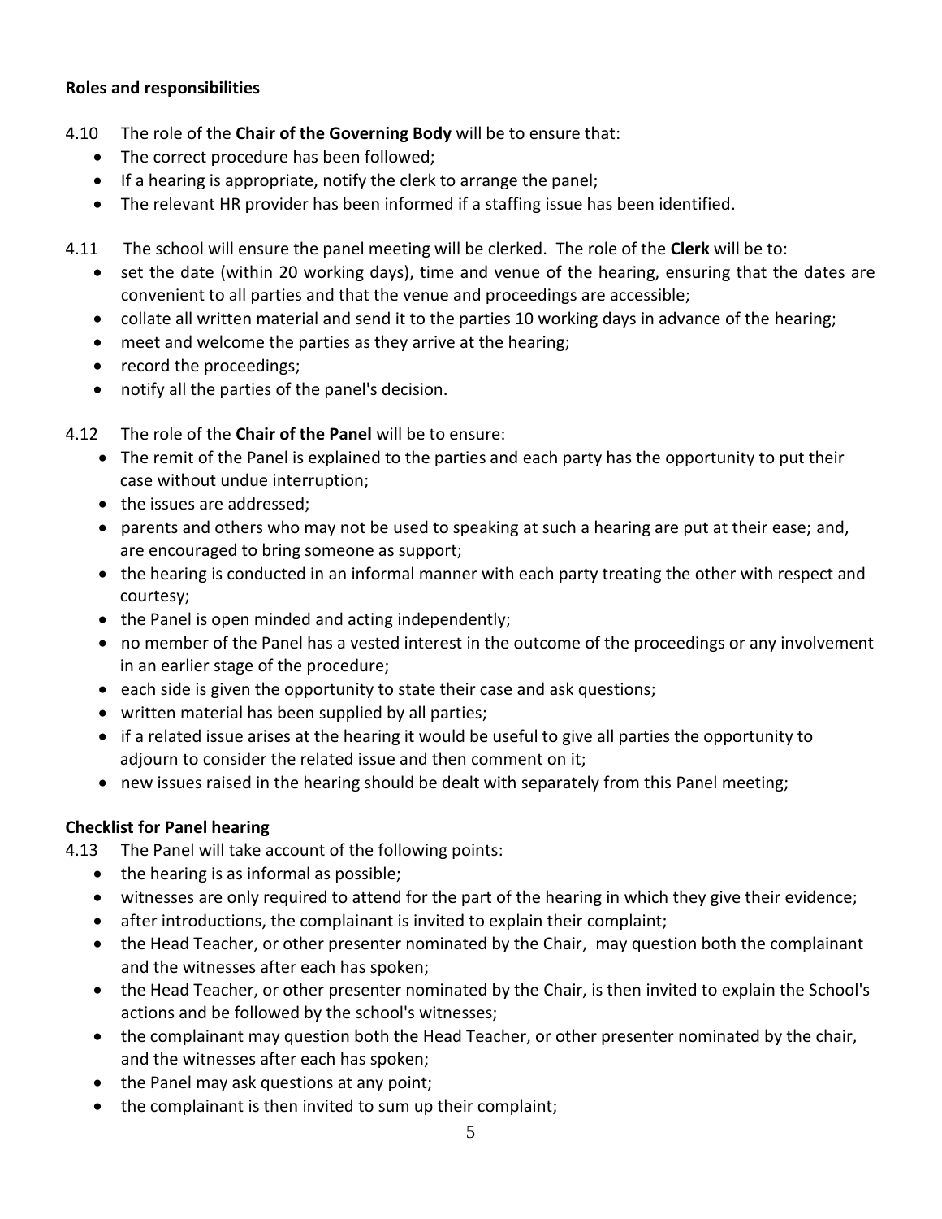**Roles and responsibilities**

4.10 The role of the **Chair of the Governing Body** will be to ensure that:

- The correct procedure has been followed;
- If a hearing is appropriate, notify the clerk to arrange the panel;
- The relevant HR provider has been informed if a staffing issue has been identified.

4.11 The school will ensure the panel meeting will be clerked. The role of the **Clerk** will be to:

- set the date (within 20 working days), time and venue of the hearing, ensuring that the dates are convenient to all parties and that the venue and proceedings are accessible;
- collate all written material and send it to the parties 10 working days in advance of the hearing;
- meet and welcome the parties as they arrive at the hearing;
- record the proceedings;
- notify all the parties of the panel's decision.

4.12 The role of the **Chair of the Panel** will be to ensure:

- The remit of the Panel is explained to the parties and each party has the opportunity to put their case without undue interruption;
- the issues are addressed;
- parents and others who may not be used to speaking at such a hearing are put at their ease; and, are encouraged to bring someone as support;
- the hearing is conducted in an informal manner with each party treating the other with respect and courtesy;
- the Panel is open minded and acting independently;
- no member of the Panel has a vested interest in the outcome of the proceedings or any involvement in an earlier stage of the procedure;
- each side is given the opportunity to state their case and ask questions;
- written material has been supplied by all parties;
- if a related issue arises at the hearing it would be useful to give all parties the opportunity to adjourn to consider the related issue and then comment on it;
- new issues raised in the hearing should be dealt with separately from this Panel meeting;

**Checklist for Panel hearing**

4.13 The Panel will take account of the following points:

- the hearing is as informal as possible;
- witnesses are only required to attend for the part of the hearing in which they give their evidence;
- after introductions, the complainant is invited to explain their complaint;
- the Head Teacher, or other presenter nominated by the Chair, may question both the complainant and the witnesses after each has spoken;
- the Head Teacher, or other presenter nominated by the Chair, is then invited to explain the School's actions and be followed by the school's witnesses;
- the complainant may question both the Head Teacher, or other presenter nominated by the chair, and the witnesses after each has spoken;
- the Panel may ask questions at any point;
- the complainant is then invited to sum up their complaint;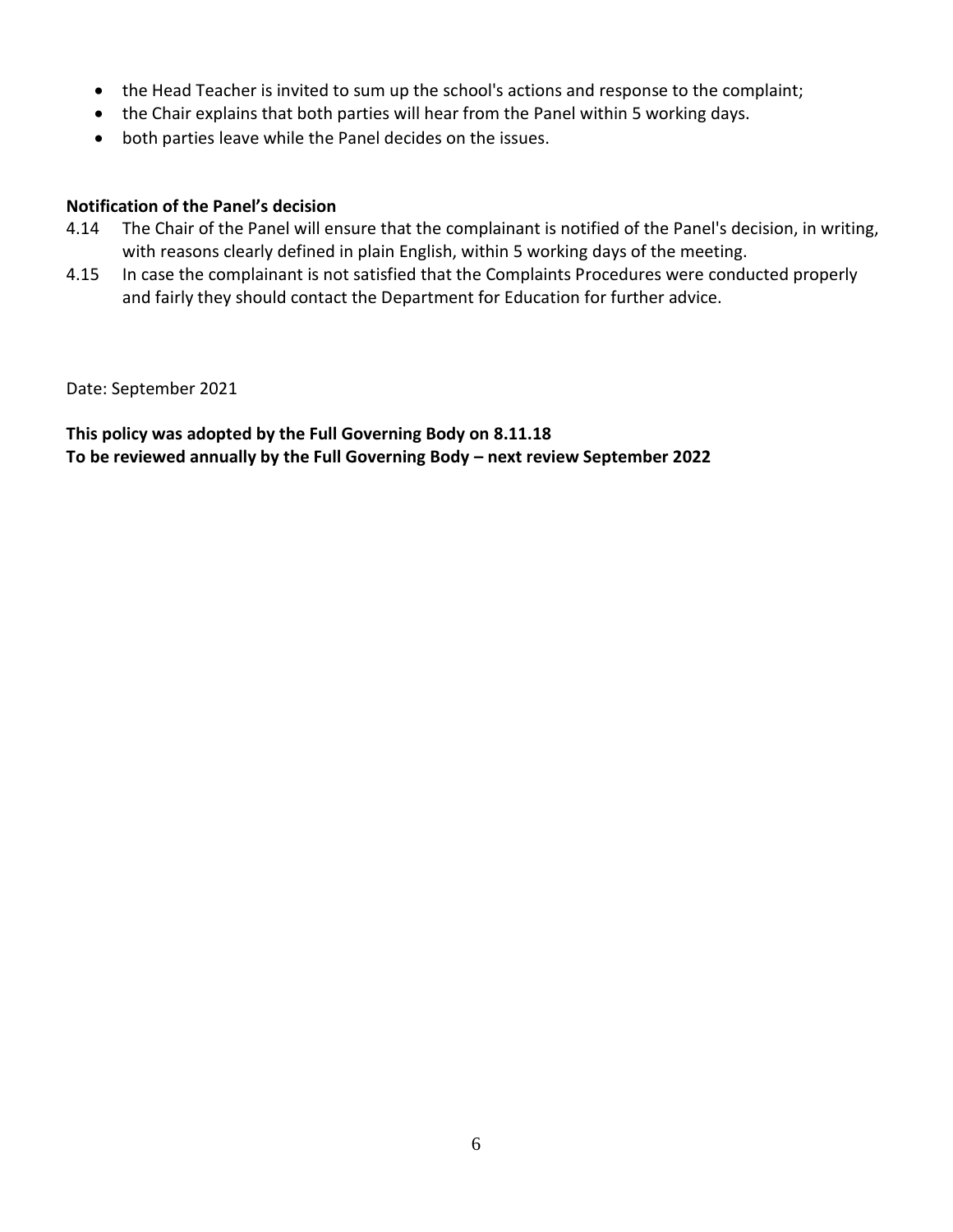- the Head Teacher is invited to sum up the school's actions and response to the complaint;
- the Chair explains that both parties will hear from the Panel within 5 working days.
- both parties leave while the Panel decides on the issues.

**Notification of the Panel's decision**

4.14 The Chair of the Panel will ensure that the complainant is notified of the Panel's decision, in writing, with reasons clearly defined in plain English, within 5 working days of the meeting.

4.15 In case the complainant is not satisfied that the Complaints Procedures were conducted properly and fairly they should contact the Department for Education for further advice.

Date: September 2021

**This policy was adopted by the Full Governing Body on 8.11.18**
**To be reviewed annually by the Full Governing Body – next review September 2022**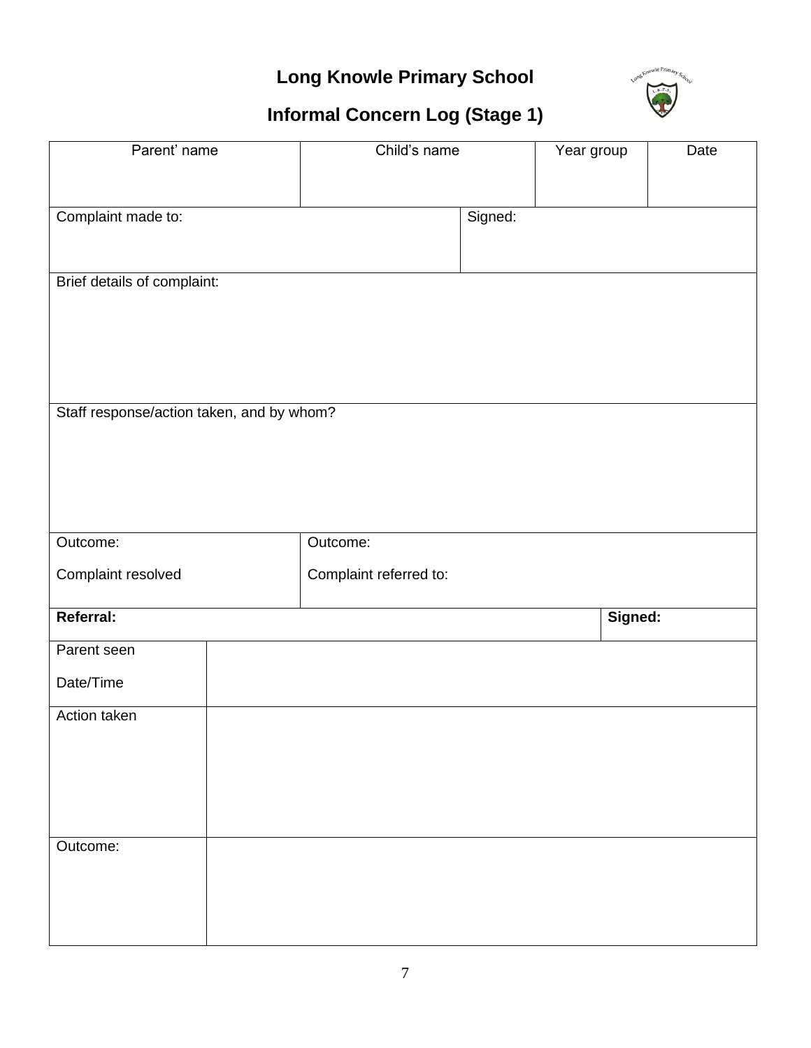# Long Knowle Primary School

## Informal Concern Log (Stage 1)

| Parent' name | Child's name | Year group | Date |
|---|---|---|---|
| | | | |

| Complaint made to: | Signed: |
|---|---|
| | |

| Brief details of complaint: |
|---|
| |

| Staff response/action taken, and by whom? |
|---|
| |

| Outcome: Complaint resolved | Outcome: Complaint referred to: |
|---|---|

| **Referral:** | **Signed:** |
|---|---|

| Parent seen Date/Time | |
|---|---|
| Action taken | |
| Outcome: | |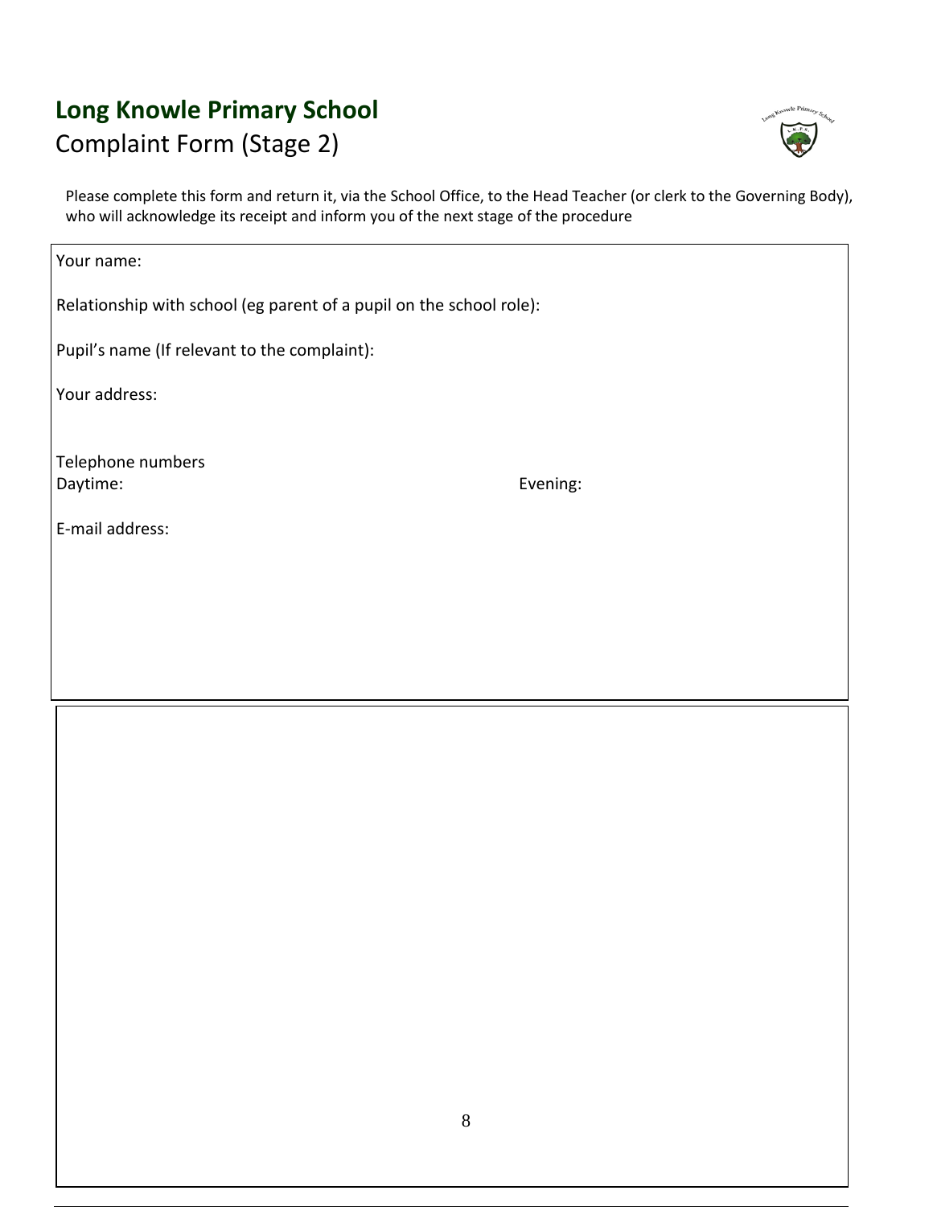# Long Knowle Primary School

## Complaint Form (Stage 2)

Please complete this form and return it, via the School Office, to the Head Teacher (or clerk to the Governing Body), who will acknowledge its receipt and inform you of the next stage of the procedure

Your name:

Relationship with school (eg parent of a pupil on the school role):

Pupil's name (If relevant to the complaint):

Your address:

Telephone numbers

Daytime: Evening:

E-mail address: